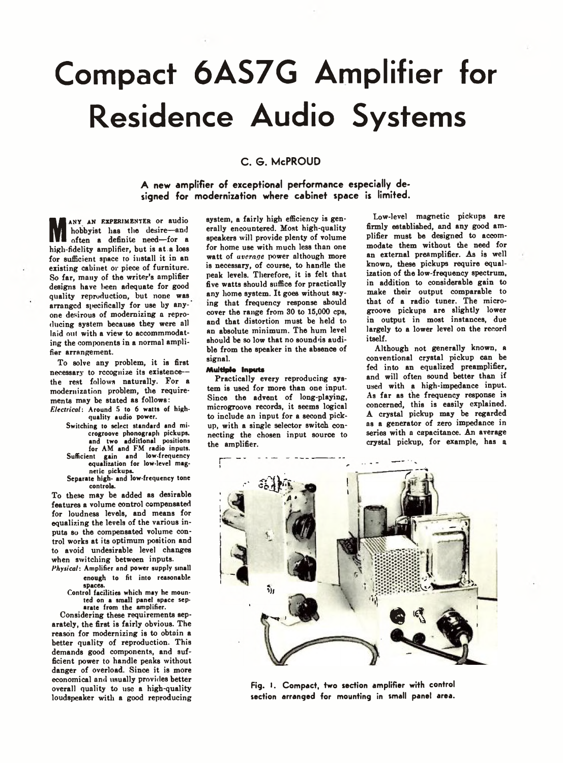# Compact 6AS7G Amplifier for Residence Audio Systems

C. G. McPROUD

**A new amplifier of exceptional performance especially designed for modernization where cabinet space is limited.**

MANY AN EXPERIMENTER or audio hobbyist has the desire—and often a definite need—for a high-fidelity amplifier, but is at a loss for sufficient space to install it in an existing cabinet or piece of furniture. So far, many of the writer's amplifier designs have been adequate for good quality reproduction, but none was arranged specifically for use by anyone desirous of modernizing a reproducing system because they were all laid out with a view to accommmodating the components in a normal amplifier arrangement.

To solve any problem, it is first necessary to recognize its existence—the rest follows naturally. For a modernization problem, the requirements may be stated as follows:

*Electrical*: Around 5 to 6 watts of high-quality audio power.

- Switching to select standard and microgroove phonograph pickups, and two additional positions for AM and FM radio inputs.
- Sufficient gain and low-frequency equalization for low-level magnetic pickups.
- Separate high- and low-frequency tone controls.

To these may be added as desirable features a volume control compensated for loudness levels, and means for equalizing the levels of the various inputs so the compensated volume control works at its optimum position and to avoid undesirable level changes when switching between inputs.

*Physical*: Amplifier and power supply small enough to fit into reasonable spaces.

- Control facilities which may be mounted on a small panel space separate from the amplifier.

Considering these requirements separately, the first is fairly obvious. The reason for modernizing is to obtain a better quality of reproduction. This demands good components, and sufficient power to handle peaks without danger of overload. Since it is more economical and usually provides better overall quality to use a high-quality loudspeaker with a good reproducing system, a fairly high efficiency is generally encountered. Most high-quality speakers will provide plenty of volume for home use with much less than one watt of *average* power although more is necessary, of course, to handle the peak levels. Therefore, it is felt that five watts should suffice for practically any home system. It goes without saying that frequency response should cover the range from 30 to 15,000 cps, and that distortion must be held to an absolute minimum. The hum level should be so low that no sound is audible from the speaker in the absence of signal.

### Multiple Inputs

Practically every reproducing system is used for more than one input. Since the advent of long-playing, microgroove records, it seems logical to include an input for a second pickup, with a single selector switch connecting the chosen input source to the amplifier.

Low-level magnetic pickups are firmly established, and any good amplifier must be designed to accommodate them without the need for an external preamplifier. As is well known, these pickups require equalization of the low-frequency spectrum, in addition to considerable gain to make their output comparable to that of a radio tuner. The microgroove pickups are slightly lower in output in most instances, due largely to a lower level on the record itself.

Although not generally known, a conventional crystal pickup can be fed into an equalized preamplifier, and will often sound better than if used with a high-impedance input. As far as the frequency response is concerned, this is easily explained. A crystal pickup may be regarded as a generator of zero impedance in series with a capacitance. An average crystal pickup, for example, has a

Fig. 1. Compact, two section amplifier with control section arranged for mounting in small panel area.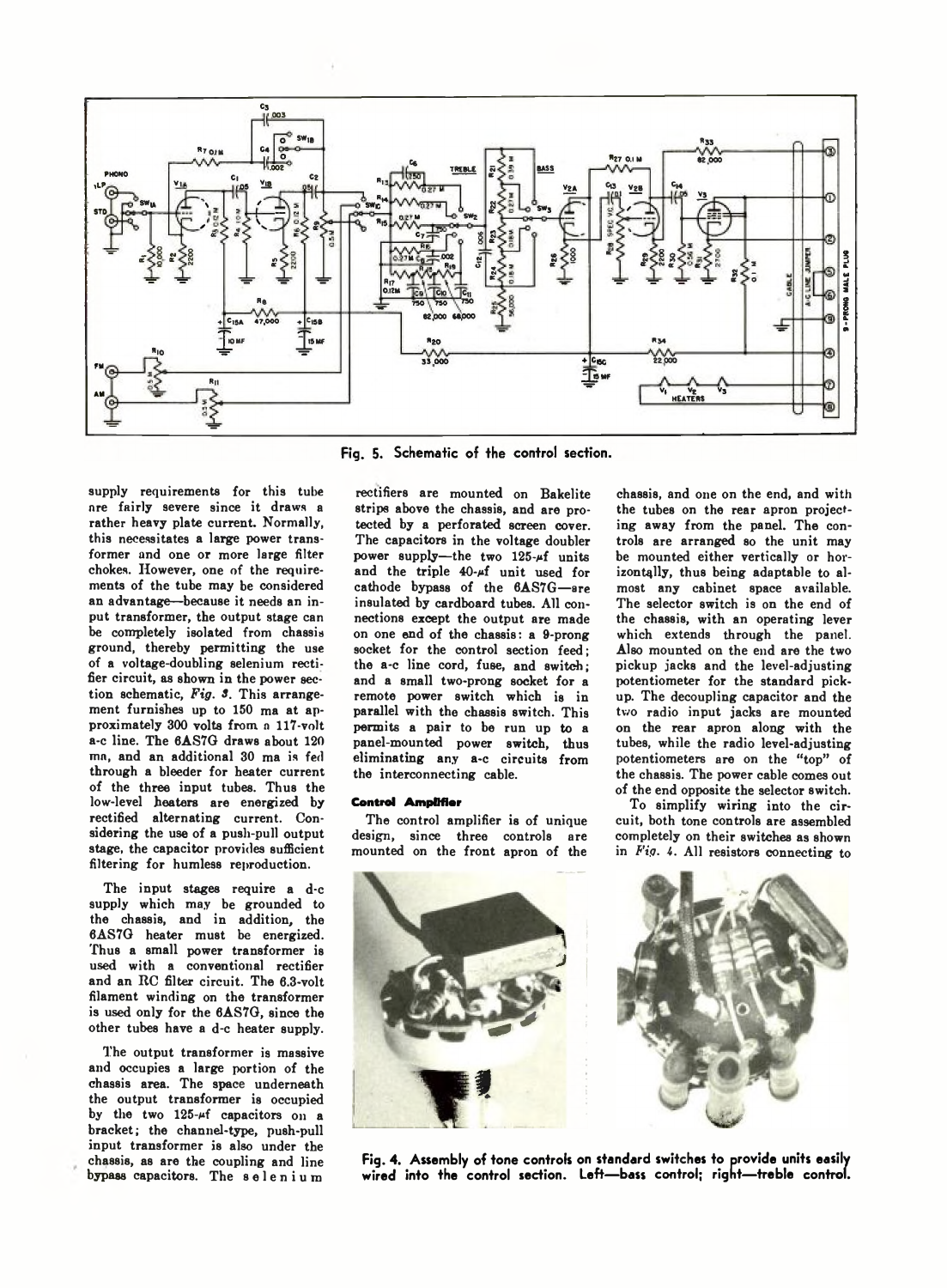Fig. 5. Schematic of the control section.

supply requirements for this tube are fairly severe since it draws a rather heavy plate current. Normally, this necessitates a large power transformer and one or more large filter chokes. However, one of the requirements of the tube may be considered an advantage—because it needs an input transformer, the output stage can be completely isolated from chassis ground, thereby permitting the use of a voltage-doubling selenium rectifier circuit, as shown in the power section schematic, *Fig. 3*. This arrangement furnishes up to 150 ma at approximately 300 volts from a 117-volt a-c line. The 6AS7G draws about 120 ma, and an additional 30 ma is fed through a bleeder for heater current of the three input tubes. Thus the low-level heaters are energized by rectified alternating current. Considering the use of a push-pull output stage, the capacitor provides sufficient filtering for humless reproduction.

The input stages require a d-c supply which may be grounded to the chassis, and in addition, the 6AS7G heater must be energized. Thus a small power transformer is used with a conventional rectifier and an RC filter circuit. The 6.3-volt filament winding on the transformer is used only for the 6AS7G, since the other tubes have a d-c heater supply.

The output transformer is massive and occupies a large portion of the chassis area. The space underneath the output transformer is occupied by the two 125-μf capacitors on a bracket; the channel-type, push-pull input transformer is also under the chassis, as are the coupling and line bypass capacitors. The selenium rectifiers are mounted on Bakelite strips above the chassis, and are protected by a perforated screen cover. The capacitors in the voltage doubler power supply—the two 125-μf units and the triple 40-μf unit used for cathode bypass of the 6AS7G—are insulated by cardboard tubes. All connections except the output are made on one end of the chassis: a 9-prong socket for the control section feed; the a-c line cord, fuse, and switch; and a small two-prong socket for a remote power switch which is in parallel with the chassis switch. This permits a pair to be run up to a panel-mounted power switch, thus eliminating any a-c circuits from the interconnecting cable.

#### Control Amplifier

The control amplifier is of unique design, since three controls are mounted on the front apron of the chassis, and one on the end, and with the tubes on the rear apron projecting away from the panel. The controls are arranged so the unit may be mounted either vertically or horizontally, thus being adaptable to almost any cabinet space available. The selector switch is on the end of the chassis, with an operating lever which extends through the panel. Also mounted on the end are the two pickup jacks and the level-adjusting potentiometer for the standard pickup. The decoupling capacitor and the two radio input jacks are mounted on the rear apron along with the tubes, while the radio level-adjusting potentiometers are on the "top" of the chassis. The power cable comes out of the end opposite the selector switch.

To simplify wiring into the circuit, both tone controls are assembled completely on their switches as shown in *Fig. 4*. All resistors connecting to

Fig. 4. Assembly of tone controls on standard switches to provide units easily wired into the control section. Left—bass control; right—treble control.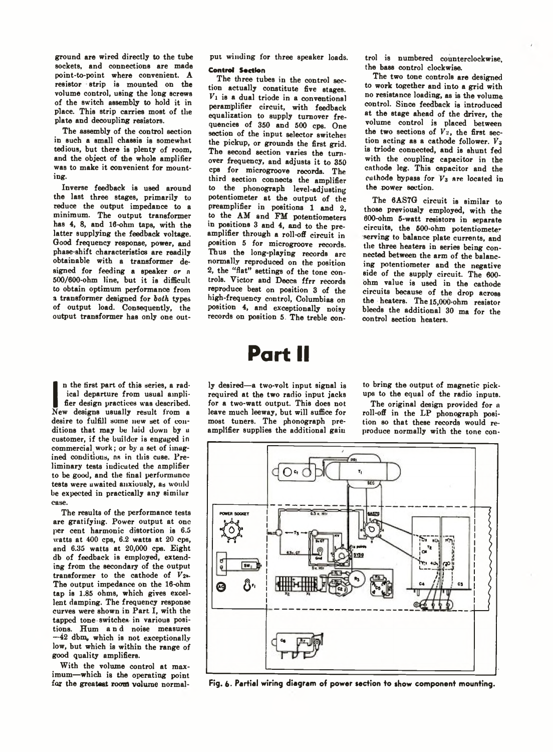ground are wired directly to the tube sockets, and connections are made point-to-point where convenient. A resistor strip is mounted on the volume control, using the long screws of the switch assembly to hold it in place. This strip carries most of the plate and decoupling resistors.

The assembly of the control section in such a small chassis is somewhat tedious, but there is plenty of room, and the object of the whole amplifier was to make it convenient for mounting.

Inverse feedback is used around the last three stages, primarily to reduce the output impedance to a minimum. The output transformer has 4, 8, and 16-ohm taps, with the latter supplying the feedback voltage. Good frequency response, power, and phase-shift characteristics are readily obtainable with a transformer designed for feeding a speaker *or* a 500/600-ohm line, but it is difficult to obtain optimum performance from a transformer designed for *both* types of output load. Consequently, the output transformer has only one output winding for three speaker loads.

**Control Section**

The three tubes in the control section actually constitute five stages. $V_1$ is a dual triode in a conventional peramplifier circuit, with feedback equalization to supply turnover frequencies of 350 and 500 cps. One section of the input selector switches the pickup, or grounds the first grid. The second section varies the turnover frequency, and adjusts it to 350 cps for microgroove records. The third section connects the amplifier to the phonograph level-adjusting potentiometer at the output of the preamplifier in positions 1 and 2, to the AM and FM potentiometers in positions 3 and 4, and to the preamplifier through a roll-off circuit in position 5 for microgroove records. Thus the long-playing records are normally reproduced on the position 2, the "flat" settings of the tone controls. Victor and Decca ffrr records reproduce best on position 3 of the high-frequency control, Columbias on position 4, and exceptionally noisy records on position 5. The treble control is numbered counterclockwise, the bass control clockwise.

The two tone controls are designed to work together and into a grid with no resistance loading, as is the volume control. Since feedback is introduced at the stage ahead of the driver, the volume control is placed between the two sections of $V_2$, the first section acting as a cathode follower. $V_3$ is triode connected, and is shunt fed with the coupling capacitor in the cathode leg. This capacitor and the cathode bypass for $V_3$ are located in the power section.

The 6AS7G circuit is similar to those previously employed, with the 600-ohm 5-watt resistors in separate circuits, the 500-ohm potentiometer serving to balance plate currents, and the three heaters in series being connected between the arm of the balancing potentiometer and the negative side of the supply circuit. The 600-ohm value is used in the cathode circuits because of the drop across the heaters. The 15,000-ohm resistor bleeds the additional 30 ma for the control section heaters.

# Part II

In the first part of this series, a radical departure from usual amplifier design practices was described. New designs usually result from a desire to fulfill some new set of conditions that may be laid down by a customer, if the builder is engaged in commercial work; or by a set of imagined conditions, as in this case. Preliminary tests indicated the amplifier to be good, and the final performance tests were awaited anxiously, as would be expected in practically any similar case.

The results of the performance tests are gratifying. Power output at one per cent harmonic distortion is 6.5 watts at 400 cps, 6.2 watts at 20 cps, and 6.35 watts at 20,000 cps. Eight db of feedback is employed, extending from the secondary of the output transformer to the cathode of $V_{2b}$. The output impedance on the 16-ohm tap is 1.85 ohms, which gives excellent damping. The frequency response curves were shown in Part I, with the tapped tone switches in various positions. Hum and noise measures −42 dbm, which is not exceptionally low, but which is within the range of good quality amplifiers.

With the volume control at maximum—which is the operating point for the greatest room volume normally desired—a two-volt input signal is required at the two radio input jacks for a two-watt output. This does not leave much leeway, but will suffice for most tuners. The phonograph preamplifier supplies the additional gain to bring the output of magnetic pickups to the equal of the radio inputs.

The original design provided for a roll-off in the LP phonograph position so that these records would reproduce normally with the tone con-

**Fig. 6. Partial wiring diagram of power section to show component mounting.**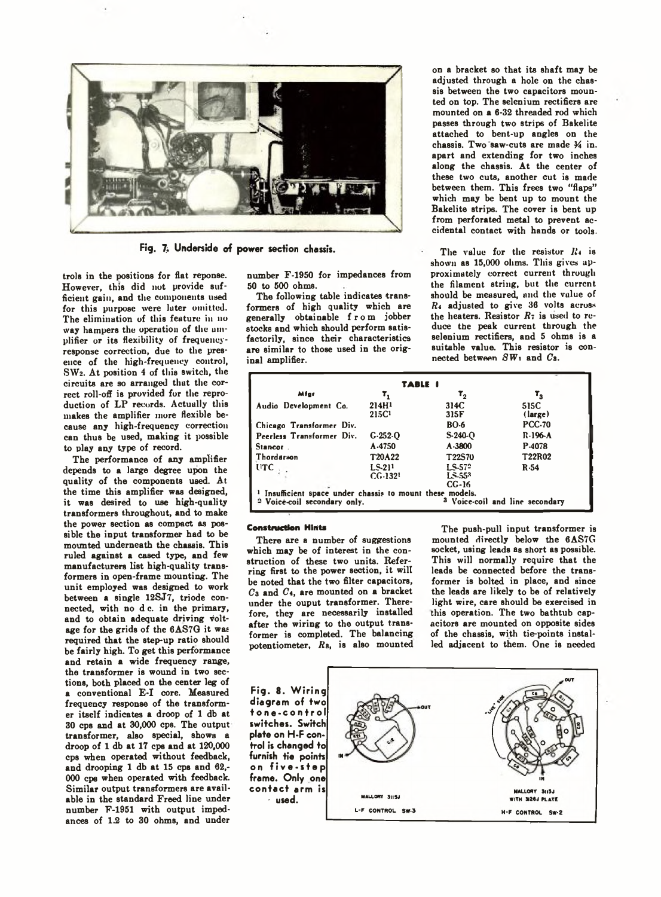Fig. 7. Underside of power section chassis.

trols in the positions for flat reponse. However, this did not provide sufficient gain, and the components used for this purpose were later omitted. The elimination of this feature in no way hampers the operation of the amplifier or its flexibility of frequency-response correction, due to the presence of the high-frequency control, $SW_2$. At position 4 of this switch, the circuits are so arranged that the correct roll-off is provided for the reproduction of LP records. Actually this makes the amplifier more flexible because any high-frequency correction can thus be used, making it possible to play any type of record.

The performance of any amplifier depends to a large degree upon the quality of the components used. At the time this amplifier was designed, it was desired to use high-quality transformers throughout, and to make the power section as compact as possible the input transformer had to be mounted underneath the chassis. This ruled against a cased type, and few manufacturers list high-quality transformers in open-frame mounting. The unit employed was designed to work between a single 12SJ7, triode connected, with no d c. in the primary, and to obtain adequate driving voltage for the grids of the 6AS7G it was required that the step-up ratio should be fairly high. To get this performance and retain a wide frequency range, the transformer is wound in two sections, both placed on the center leg of a conventional E-I core. Measured frequency response of the transformer itself indicates a droop of 1 db at 30 cps and at 30,000 cps. The output transformer, also special, shows a droop of 1 db at 17 cps and at 120,000 cps when operated without feedback, and drooping 1 db at 15 cps and 62,000 cps when operated with feedback. Similar output transformers are available in the standard Freed line under number F-1951 with output impedances of 1.2 to 30 ohms, and under number F-1950 for impedances from 50 to 500 ohms.

The following table indicates transformers of high quality which are generally obtainable from jobber stocks and which should perform satisfactorily, since their characteristics are similar to those used in the original amplifier.

on a bracket so that its shaft may be adjusted through a hole on the chassis between the two capacitors mounted on top. The selenium rectifiers are mounted on a 6-32 threaded rod which passes through two strips of Bakelite attached to bent-up angles on the chassis. Two saw-cuts are made ¾ in. apart and extending for two inches along the chassis. At the center of these two cuts, another cut is made between them. This frees two "flaps" which may be bent up to mount the Bakelite strips. The cover is bent up from perforated metal to prevent accidental contact with hands or tools.

The value for the resistor $R_4$ is shown as 15,000 ohms. This gives approximately correct current through the filament string, but the current should be measured, and the value of $R_4$ adjusted to give 36 volts across the heaters. Resistor $R_7$ is used to reduce the peak current through the selenium rectifiers, and 5 ohms is a suitable value. This resistor is connected between $SW_1$ and $C_3$.

**TABLE I**

| Mfgr | $T_1$ | $T_2$ | $T_3$ |
|---|---|---|---|
| Audio Development Co. | 214H[1] 215C[1] | 314C 315F | 515C (large) |
| Chicago Transformer Div. | | BO-6 | PCC-70 |
| Peerless Transformer Div. | G-252-Q | S-240-Q | R-196-A |
| Stancor | A-4750 | A-3800 | P-4078 |
| Thordarson | T20A22 | T22S70 | T22R02 |
| UTC | LS-21[1] CG-132[1] | LS-57[2] LS-55[3] CG-16 | R-54 |

[1] Insufficient space under chassis to mount these models.
[2] Voice-coil secondary only.
[3] Voice-coil and line secondary

### Construction Hints

There are a number of suggestions which may be of interest in the construction of these two units. Referring first to the power section, it will be noted that the two filter capacitors, $C_3$ and $C_4$, are mounted on a bracket under the ouput transformer. Therefore, they are necessarily installed after the wiring to the output transformer is completed. The balancing potentiometer, $R_8$, is also mounted

The push-pull input transformer is mounted directly below the 6AS7G socket, using leads as short as possible. This will normally require that the leads be connected before the transformer is bolted in place, and since the leads are likely to be of relatively light wire, care should be exercised in this operation. The two bathtub capacitors are mounted on opposite sides of the chassis, with tie-points installed adjacent to them. One is needed

Fig. 8. Wiring diagram of two tone-control switches. Switch plate on H-F control is changed to furnish tie points on five-step frame. Only one contact arm is used.

MALLORY 3115J — L-F CONTROL SW-3

MALLORY 3115J WITH 326J PLATE — H-F CONTROL SW-2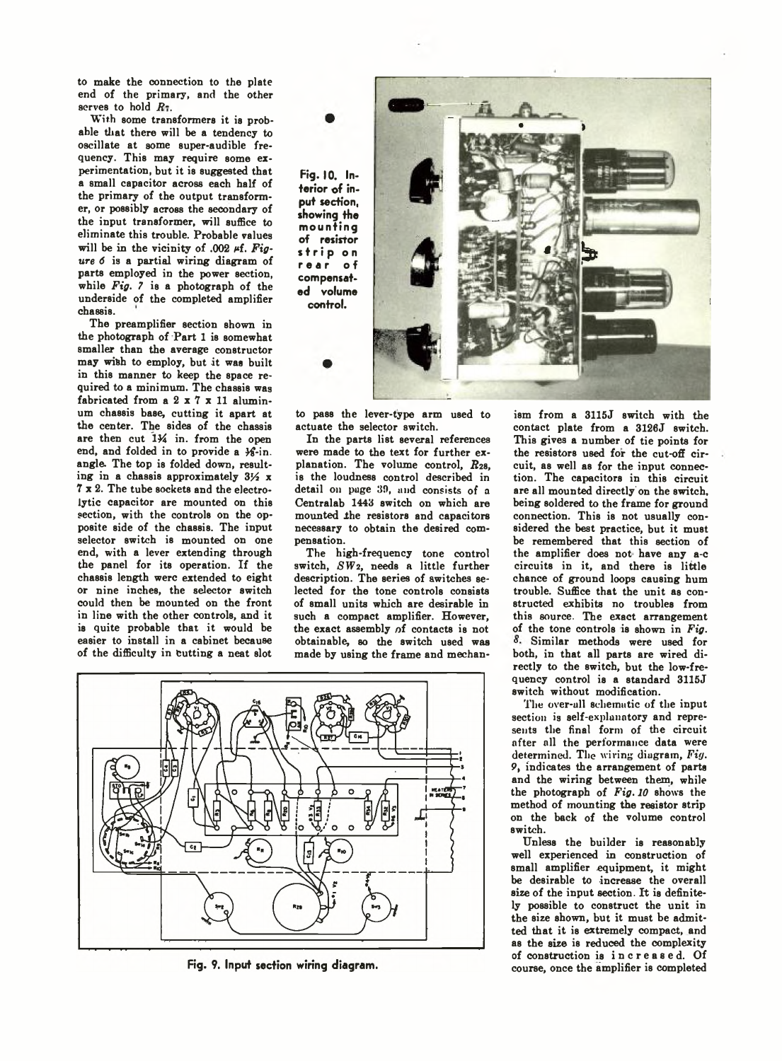to make the connection to the plate end of the primary, and the other serves to hold $R_7$.

With some transformers it is probable that there will be a tendency to oscillate at some super-audible frequency. This may require some experimentation, but it is suggested that a small capacitor across each half of the primary of the output transformer, or possibly across the secondary of the input transformer, will suffice to eliminate this trouble. Probable values will be in the vicinity of .002 μf. *Figure 6* is a partial wiring diagram of parts employed in the power section, while *Fig. 7* is a photograph of the underside of the completed amplifier chassis.

The preamplifier section shown in the photograph of Part 1 is somewhat smaller than the average constructor may wish to employ, but it was built in this manner to keep the space required to a minimum. The chassis was fabricated from a 2 x 7 x 11 aluminum chassis base, cutting it apart at the center. The sides of the chassis are then cut 1¾ in. from the open end, and folded in to provide a ⅜-in. angle. The top is folded down, resulting in a chassis approximately 3½ x 7 x 2. The tube sockets and the electrolytic capacitor are mounted on this section, with the controls on the opposite side of the chassis. The input selector switch is mounted on one end, with a lever extending through the panel for its operation. If the chassis length were extended to eight or nine inches, the selector switch could then be mounted on the front in line with the other controls, and it is quite probable that it would be easier to install in a cabinet because of the difficulty in cutting a neat slot to pass the lever-type arm used to actuate the selector switch.

Fig. 10. Interior of input section, showing the mounting of resistor strip on rear of compensated volume control.

In the parts list several references were made to the text for further explanation. The volume control, $R_{28}$, is the loudness control described in detail on page 39, and consists of a Centralab 1443 switch on which are mounted the resistors and capacitors necessary to obtain the desired compensation.

The high-frequency tone control switch, $SW_2$, needs a little further description. The series of switches selected for the tone controls consists of small units which are desirable in such a compact amplifier. However, the exact assembly of contacts is not obtainable, so the switch used was made by using the frame and mechanism from a 3115J switch with the contact plate from a 3126J switch. This gives a number of tie points for the resistors used for the cut-off circuit, as well as for the input connection. The capacitors in this circuit are all mounted directly on the switch, being soldered to the frame for ground connection. This is not usually considered the best practice, but it must be remembered that this section of the amplifier does not have any a-c circuits in it, and there is little chance of ground loops causing hum trouble. Suffice that the unit as constructed exhibits no troubles from this source. The exact arrangement of the tone controls is shown in *Fig. 8*. Similar methods were used for both, in that all parts are wired directly to the switch, but the low-frequency control is a standard 3115J switch without modification.

The over-all schematic of the input section is self-explanatory and represents the final form of the circuit after all the performance data were determined. The wiring diagram, *Fig. 9*, indicates the arrangement of parts and the wiring between them, while the photograph of *Fig. 10* shows the method of mounting the resistor strip on the back of the volume control switch.

Unless the builder is reasonably well experienced in construction of small amplifier equipment, it might be desirable to increase the overall size of the input section. It is definitely possible to construct the unit in the size shown, but it must be admitted that it is extremely compact, and as the size is reduced the complexity of construction is increased. Of course, once the amplifier is completed

Fig. 9. Input section wiring diagram.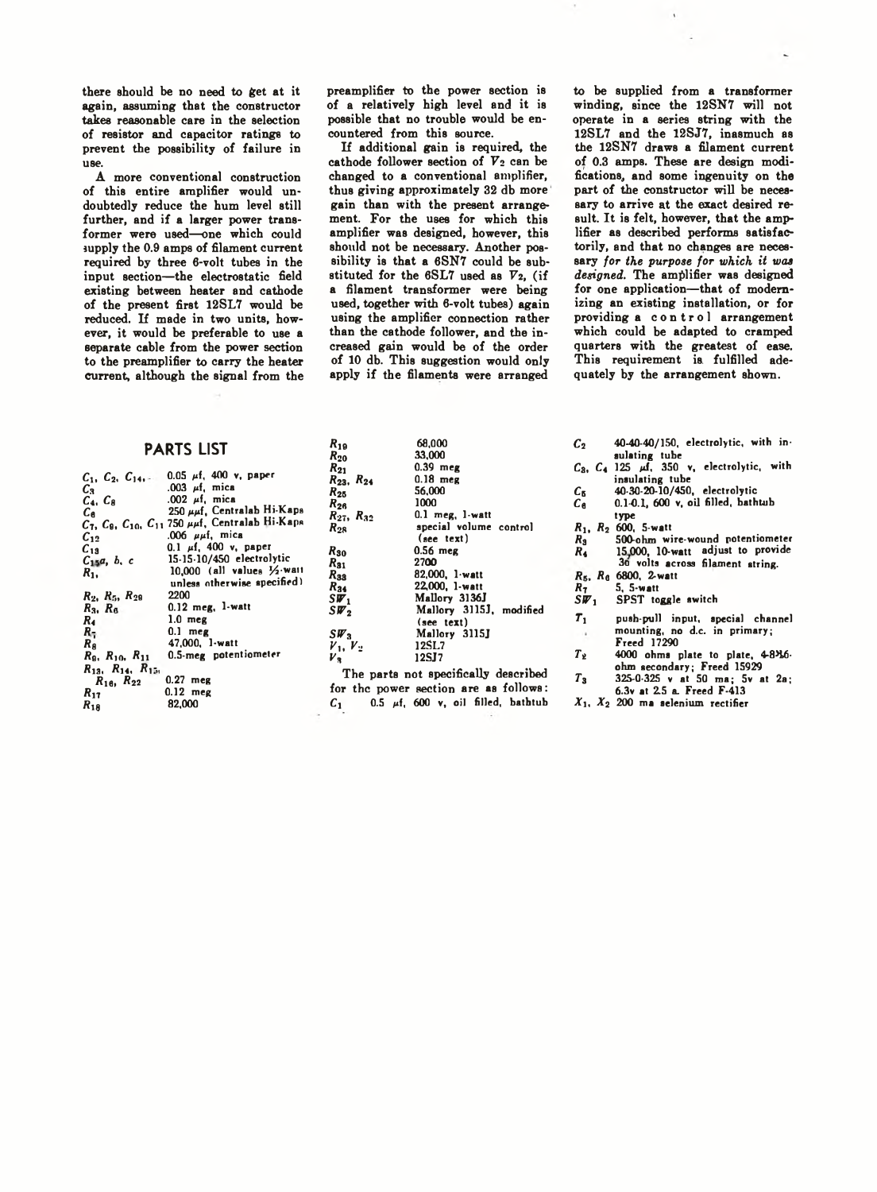there should be no need to get at it again, assuming that the constructor takes reasonable care in the selection of resistor and capacitor ratings to prevent the possibility of failure in use.

A more conventional construction of this entire amplifier would undoubtedly reduce the hum level still further, and if a larger power transformer were used—one which could supply the 0.9 amps of filament current required by three 6-volt tubes in the input section—the electrostatic field existing between heater and cathode of the present first 12SL7 would be reduced. If made in two units, however, it would be preferable to use a separate cable from the power section to the preamplifier to carry the heater current, although the signal from the preamplifier to the power section is of a relatively high level and it is possible that no trouble would be encountered from this source.

If additional gain is required, the cathode follower section of $V_2$ can be changed to a conventional amplifier, thus giving approximately 32 db more gain than with the present arrangement. For the uses for which this amplifier was designed, however, this should not be necessary. Another possibility is that a 6SN7 could be substituted for the 6SL7 used as $V_2$, (if a filament transformer were being used, together with 6-volt tubes) again using the amplifier connection rather than the cathode follower, and the increased gain would be of the order of 10 db. This suggestion would only apply if the filaments were arranged to be supplied from a transformer winding, since the 12SN7 will not operate in a series string with the 12SL7 and the 12SJ7, inasmuch as the 12SN7 draws a filament current of 0.3 amps. These are design modifications, and some ingenuity on the part of the constructor will be necessary to arrive at the exact desired result. It is felt, however, that the amplifier as described performs satisfactorily, and that no changes are necessary *for the purpose for which it was designed*. The amplifier was designed for one application—that of modernizing an existing installation, or for providing a control arrangement which could be adapted to cramped quarters with the greatest of ease. This requirement is fulfilled adequately by the arrangement shown.

## PARTS LIST

| | |
|---|---|
| $C_1$, $C_2$, $C_{14}$, | 0.05 μf, 400 v, paper |
| $C_3$ | .003 μf, mica |
| $C_4$, $C_8$ | .002 μf, mica |
| $C_6$ | 250 μμf, Centralab Hi-Kaps |
| $C_7$, $C_9$, $C_{10}$, $C_{11}$ | 750 μμf, Centralab Hi-Kaps |
| $C_{12}$ | .006 μμf, mica |
| $C_{13}$ | 0.1 μf, 400 v, paper |
| $C_{15}a$, b, c | 15-15-10/450 electrolytic |
| $R_1$, | 10,000 (all values ½-watt unless otherwise specified) |
| $R_2$, $R_5$, $R_{29}$ | 2200 |
| $R_3$, $R_6$ | 0.12 meg, 1-watt |
| $R_4$ | 1.0 meg |
| $R_7$ | 0.1 meg |
| $R_8$ | 47,000, 1-watt |
| $R_9$, $R_{10}$, $R_{11}$ | 0.5-meg potentiometer |
| $R_{13}$, $R_{14}$, $R_{15}$, $R_{16}$, $R_{22}$ | 0.27 meg |
| $R_{17}$ | 0.12 meg |
| $R_{18}$ | 82,000 |
| $R_{19}$ | 68,000 |
| $R_{20}$ | 33,000 |
| $R_{21}$ | 0.39 meg |
| $R_{23}$, $R_{24}$ | 0.18 meg |
| $R_{25}$ | 56,000 |
| $R_{26}$ | 1000 |
| $R_{27}$, $R_{32}$ | 0.1 meg, 1-watt |
| $R_{28}$ | special volume control (see text) |
| $R_{30}$ | 0.56 meg |
| $R_{31}$ | 2700 |
| $R_{33}$ | 82,000, 1-watt |
| $R_{34}$ | 22,000, 1-watt |
| $SW_1$ | Mallory 3136J |
| $SW_2$ | Mallory 3115J, modified (see text) |
| $SW_3$ | Mallory 3115J |
| $V_1$, $V_2$ | 12SL7 |
| $V_3$ | 12SJ7 |

The parts not specifically described for the power section are as follows:

| | |
|---|---|
| $C_1$ | 0.5 μf, 600 v, oil filled, bathtub |
| $C_2$ | 40-40-40/150, electrolytic, with insulating tube |
| $C_3$, $C_4$ | 125 μf, 350 v, electrolytic, with insulating tube |
| $C_5$ | 40-30-20-10/450, electrolytic |
| $C_6$ | 0.1-0.1, 600 v, oil filled, bathtub type |
| $R_1$, $R_2$ | 600, 5-watt |
| $R_3$ | 500-ohm wire-wound potentiometer |
| $R_4$ | 15,000, 10-watt adjust to provide 36 volts across filament string. |
| $R_5$, $R_6$ | 6800, 2-watt |
| $R_7$ | 5, 5-watt |
| $SW_1$ | SPST toggle switch |
| $T_1$ | push-pull input, special channel mounting, no d.c. in primary; Freed 17290 |
| $T_2$ | 4000 ohms plate to plate, 4-8-16-ohm secondary; Freed 15929 |
| $T_3$ | 325-0-325 v at 50 ma; 5v at 2a; 6.3v at 2.5 a. Freed F-413 |
| $X_1$, $X_2$ | 200 ma selenium rectifier |